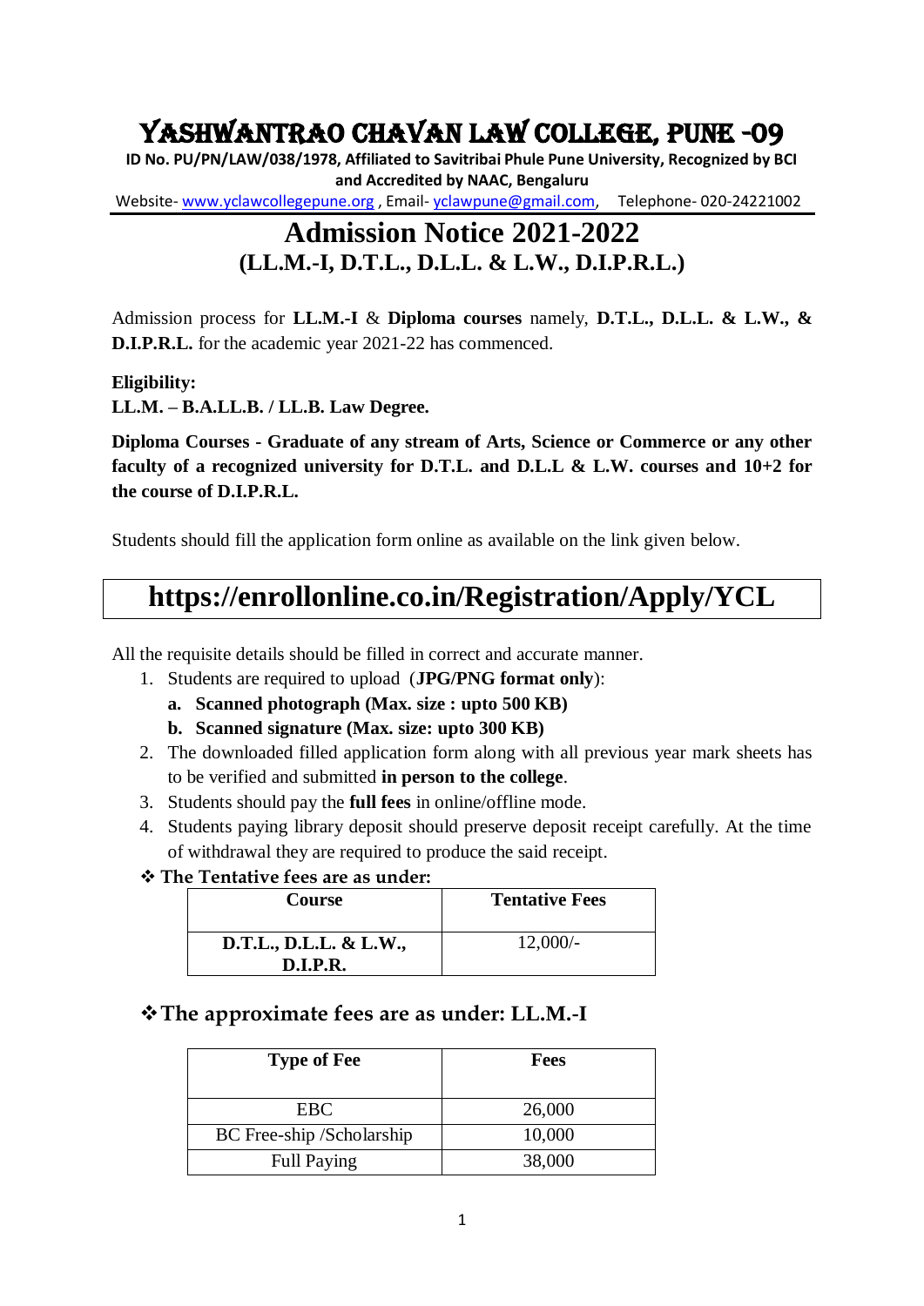# YASHWANTRAO CHAVAN LAW COLLEGE, PUNE -09

**ID No. PU/PN/LAW/038/1978, Affiliated to Savitribai Phule Pune University, Recognized by BCI and Accredited by NAAC, Bengaluru**

Website- www.yclawcollegepune.org , Email- yclawpune@gmail.com, Telephone- 020-24221002

## Admission Notice 2021-2022
### (LL.M.-I, D.T.L., D.L.L. & L.W., D.I.P.R.L.)

Admission process for **LL.M.-I** & **Diploma courses** namely, **D.T.L., D.L.L. & L.W., & D.I.P.R.L.** for the academic year 2021-22 has commenced.

**Eligibility:**
**LL.M. – B.A.LL.B. / LL.B. Law Degree.**

**Diploma Courses - Graduate of any stream of Arts, Science or Commerce or any other faculty of a recognized university for D.T.L. and D.L.L & L.W. courses and 10+2 for the course of D.I.P.R.L.**

Students should fill the application form online as available on the link given below.

## https://enrollonline.co.in/Registration/Apply/YCL

All the requisite details should be filled in correct and accurate manner.

1. Students are required to upload (**JPG/PNG format only**):
   a. **Scanned photograph (Max. size : upto 500 KB)**
   b. **Scanned signature (Max. size: upto 300 KB)**
2. The downloaded filled application form along with all previous year mark sheets has to be verified and submitted **in person to the college**.
3. Students should pay the **full fees** in online/offline mode.
4. Students paying library deposit should preserve deposit receipt carefully. At the time of withdrawal they are required to produce the said receipt.

❖ **The Tentative fees are as under:**

| Course | Tentative Fees |
|---|---|
| **D.T.L., D.L.L. & L.W., D.I.P.R.** | 12,000/- |

### ❖ The approximate fees are as under: LL.M.-I

| Type of Fee | Fees |
|---|---|
| EBC | 26,000 |
| BC Free-ship /Scholarship | 10,000 |
| Full Paying | 38,000 |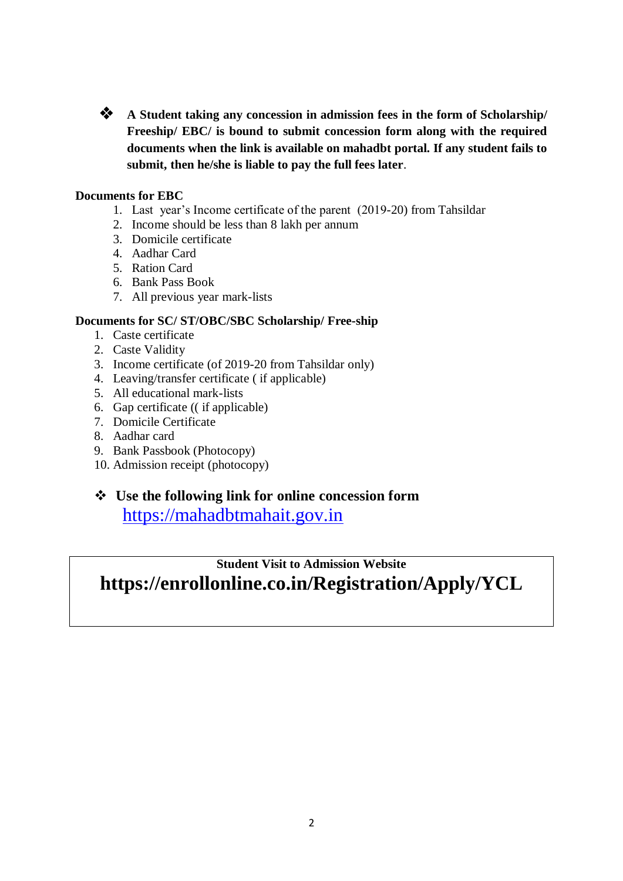- **A Student taking any concession in admission fees in the form of Scholarship/ Freeship/ EBC/ is bound to submit concession form along with the required documents when the link is available on mahadbt portal. If any student fails to submit, then he/she is liable to pay the full fees later**.

**Documents for EBC**

1. Last year's Income certificate of the parent (2019-20) from Tahsildar
2. Income should be less than 8 lakh per annum
3. Domicile certificate
4. Aadhar Card
5. Ration Card
6. Bank Pass Book
7. All previous year mark-lists

**Documents for SC/ ST/OBC/SBC Scholarship/ Free-ship**

1. Caste certificate
2. Caste Validity
3. Income certificate (of 2019-20 from Tahsildar only)
4. Leaving/transfer certificate ( if applicable)
5. All educational mark-lists
6. Gap certificate (( if applicable)
7. Domicile Certificate
8. Aadhar card
9. Bank Passbook (Photocopy)
10. Admission receipt (photocopy)

- **Use the following link for online concession form**
  https://mahadbtmahait.gov.in

**Student Visit to Admission Website**

**https://enrollonline.co.in/Registration/Apply/YCL**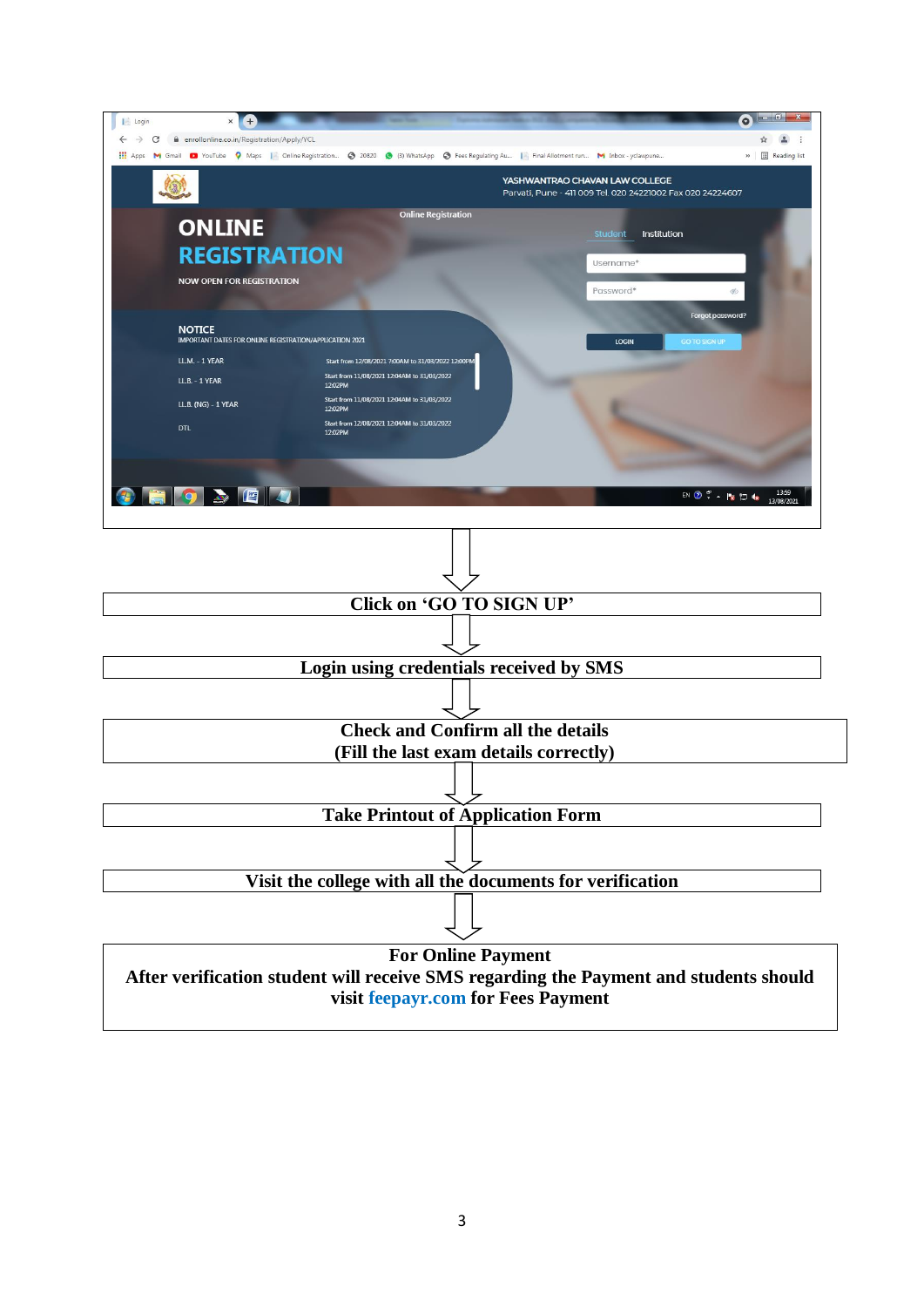Click on ‘GO TO SIGN UP’

↓

Login using credentials received by SMS

↓

Check and Confirm all the details
(Fill the last exam details correctly)

↓

Take Printout of Application Form

↓

Visit the college with all the documents for verification

↓

**For Online Payment**
After verification student will receive SMS regarding the Payment and students should visit feepayr.com for Fees Payment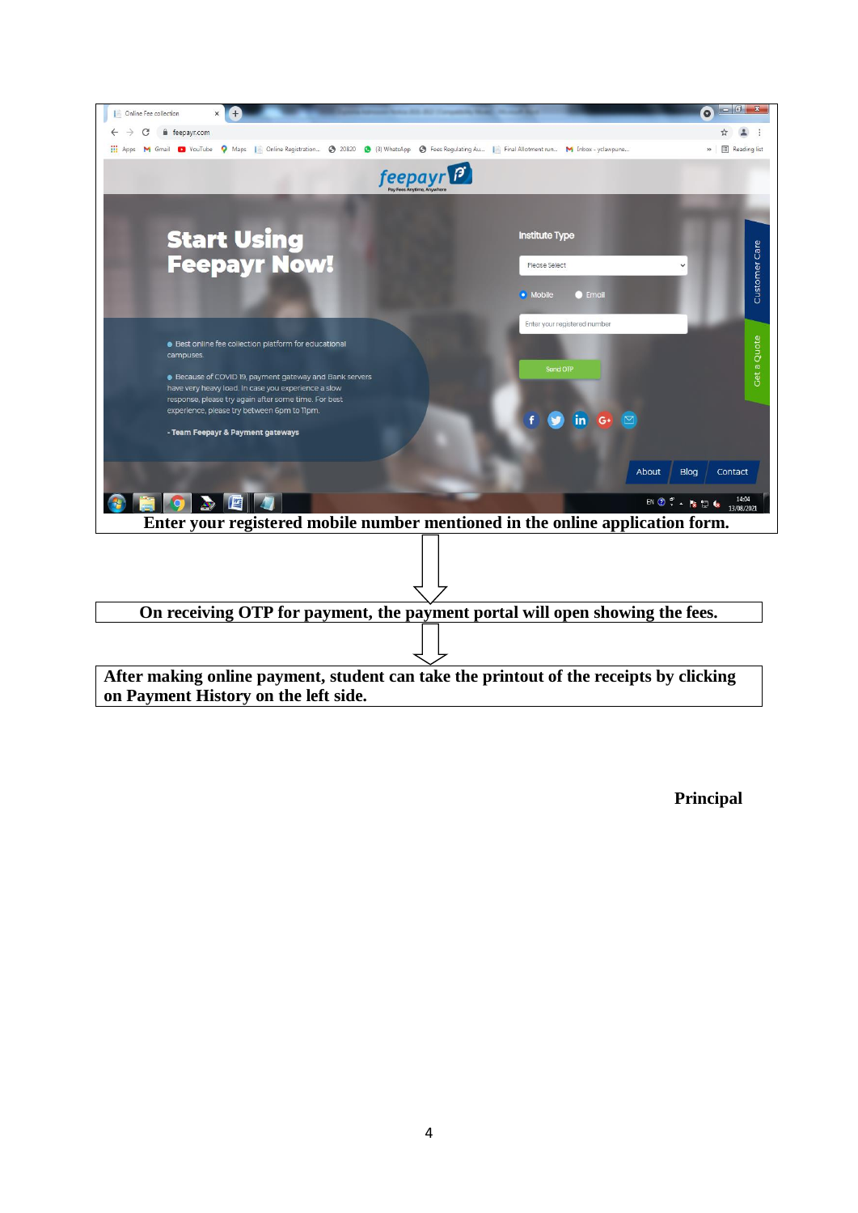Enter your registered mobile number mentioned in the online application form.

On receiving OTP for payment, the payment portal will open showing the fees.

After making online payment, student can take the printout of the receipts by clicking on Payment History on the left side.

**Principal**